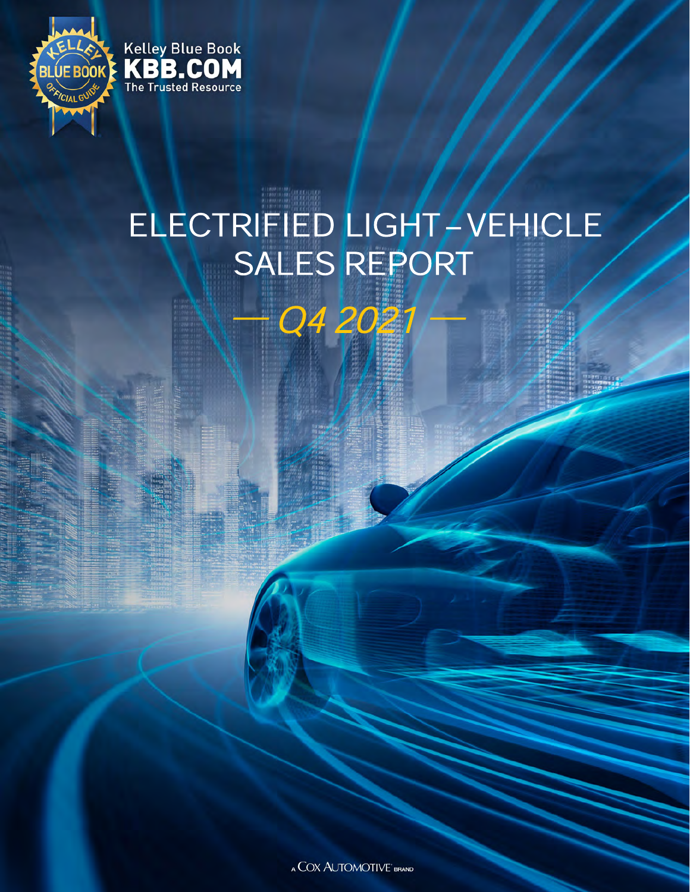Kelley Blue Book
KBB.COM
The Trusted Resource

# ELECTRIFIED LIGHT–VEHICLE SALES REPORT

## — *Q4 2021* —

A COX AUTOMOTIVE BRAND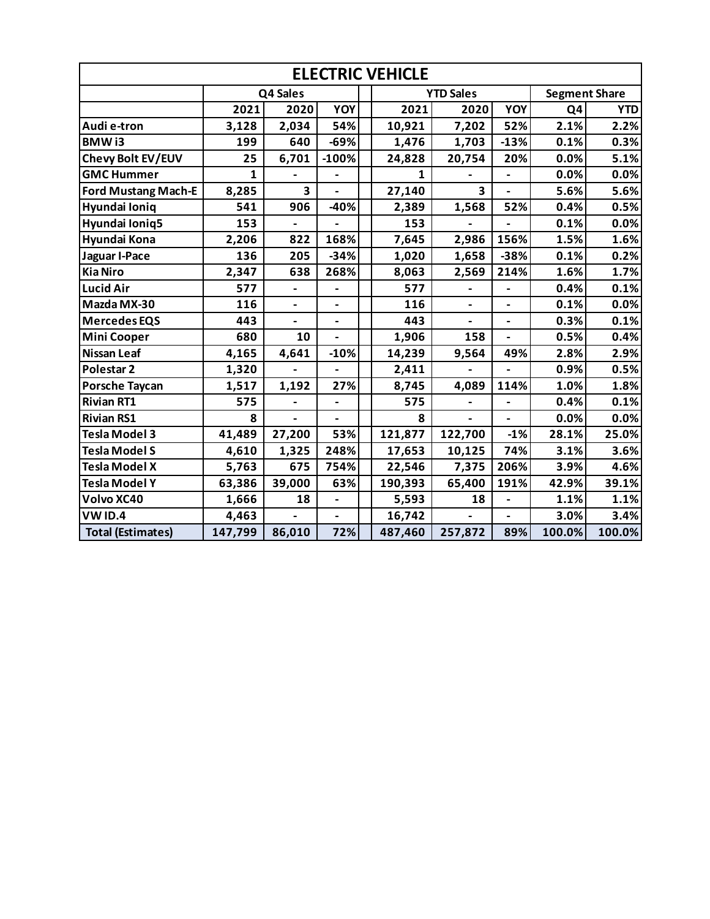## ELECTRIC VEHICLE

| | Q4 Sales | | | | YTD Sales | | | Segment Share | |
|---|---|---|---|---|---|---|---|---|---|
| | 2021 | 2020 | YOY | | 2021 | 2020 | YOY | Q4 | YTD |
| Audi e-tron | 3,128 | 2,034 | 54% | | 10,921 | 7,202 | 52% | 2.1% | 2.2% |
| BMW i3 | 199 | 640 | -69% | | 1,476 | 1,703 | -13% | 0.1% | 0.3% |
| Chevy Bolt EV/EUV | 25 | 6,701 | -100% | | 24,828 | 20,754 | 20% | 0.0% | 5.1% |
| GMC Hummer | 1 | - | - | | 1 | - | - | 0.0% | 0.0% |
| Ford Mustang Mach-E | 8,285 | 3 | - | | 27,140 | 3 | - | 5.6% | 5.6% |
| Hyundai Ioniq | 541 | 906 | -40% | | 2,389 | 1,568 | 52% | 0.4% | 0.5% |
| Hyundai Ioniq5 | 153 | - | - | | 153 | - | - | 0.1% | 0.0% |
| Hyundai Kona | 2,206 | 822 | 168% | | 7,645 | 2,986 | 156% | 1.5% | 1.6% |
| Jaguar I-Pace | 136 | 205 | -34% | | 1,020 | 1,658 | -38% | 0.1% | 0.2% |
| Kia Niro | 2,347 | 638 | 268% | | 8,063 | 2,569 | 214% | 1.6% | 1.7% |
| Lucid Air | 577 | - | - | | 577 | - | - | 0.4% | 0.1% |
| Mazda MX-30 | 116 | - | - | | 116 | - | - | 0.1% | 0.0% |
| Mercedes EQS | 443 | - | - | | 443 | - | - | 0.3% | 0.1% |
| Mini Cooper | 680 | 10 | - | | 1,906 | 158 | - | 0.5% | 0.4% |
| Nissan Leaf | 4,165 | 4,641 | -10% | | 14,239 | 9,564 | 49% | 2.8% | 2.9% |
| Polestar 2 | 1,320 | - | - | | 2,411 | - | - | 0.9% | 0.5% |
| Porsche Taycan | 1,517 | 1,192 | 27% | | 8,745 | 4,089 | 114% | 1.0% | 1.8% |
| Rivian RT1 | 575 | - | - | | 575 | - | - | 0.4% | 0.1% |
| Rivian RS1 | 8 | - | - | | 8 | - | - | 0.0% | 0.0% |
| Tesla Model 3 | 41,489 | 27,200 | 53% | | 121,877 | 122,700 | -1% | 28.1% | 25.0% |
| Tesla Model S | 4,610 | 1,325 | 248% | | 17,653 | 10,125 | 74% | 3.1% | 3.6% |
| Tesla Model X | 5,763 | 675 | 754% | | 22,546 | 7,375 | 206% | 3.9% | 4.6% |
| Tesla Model Y | 63,386 | 39,000 | 63% | | 190,393 | 65,400 | 191% | 42.9% | 39.1% |
| Volvo XC40 | 1,666 | 18 | - | | 5,593 | 18 | - | 1.1% | 1.1% |
| VW ID.4 | 4,463 | - | - | | 16,742 | - | - | 3.0% | 3.4% |
| Total (Estimates) | 147,799 | 86,010 | 72% | | 487,460 | 257,872 | 89% | 100.0% | 100.0% |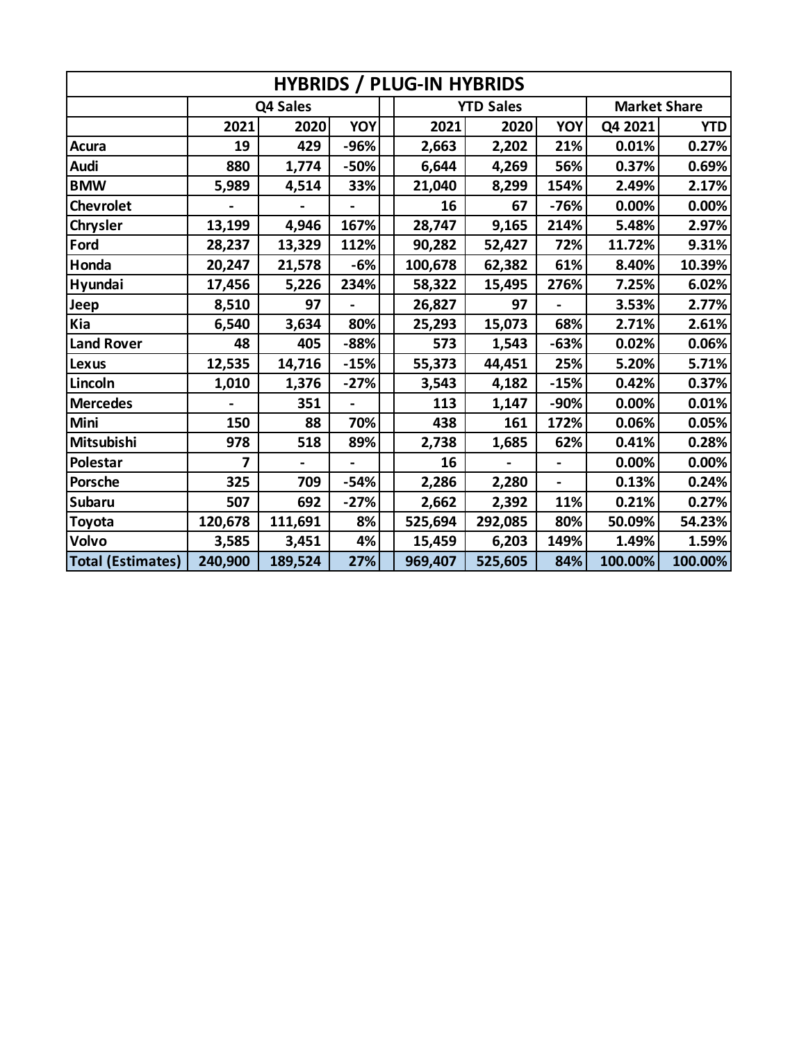| HYBRIDS / PLUG-IN HYBRIDS | | | | | | | | |
|---|---|---|---|---|---|---|---|---|
| | Q4 Sales | | | YTD Sales | | | Market Share | |
| | 2021 | 2020 | YOY | 2021 | 2020 | YOY | Q4 2021 | YTD |
| Acura | 19 | 429 | -96% | 2,663 | 2,202 | 21% | 0.01% | 0.27% |
| Audi | 880 | 1,774 | -50% | 6,644 | 4,269 | 56% | 0.37% | 0.69% |
| BMW | 5,989 | 4,514 | 33% | 21,040 | 8,299 | 154% | 2.49% | 2.17% |
| Chevrolet | - | - | - | 16 | 67 | -76% | 0.00% | 0.00% |
| Chrysler | 13,199 | 4,946 | 167% | 28,747 | 9,165 | 214% | 5.48% | 2.97% |
| Ford | 28,237 | 13,329 | 112% | 90,282 | 52,427 | 72% | 11.72% | 9.31% |
| Honda | 20,247 | 21,578 | -6% | 100,678 | 62,382 | 61% | 8.40% | 10.39% |
| Hyundai | 17,456 | 5,226 | 234% | 58,322 | 15,495 | 276% | 7.25% | 6.02% |
| Jeep | 8,510 | 97 | - | 26,827 | 97 | - | 3.53% | 2.77% |
| Kia | 6,540 | 3,634 | 80% | 25,293 | 15,073 | 68% | 2.71% | 2.61% |
| Land Rover | 48 | 405 | -88% | 573 | 1,543 | -63% | 0.02% | 0.06% |
| Lexus | 12,535 | 14,716 | -15% | 55,373 | 44,451 | 25% | 5.20% | 5.71% |
| Lincoln | 1,010 | 1,376 | -27% | 3,543 | 4,182 | -15% | 0.42% | 0.37% |
| Mercedes | - | 351 | - | 113 | 1,147 | -90% | 0.00% | 0.01% |
| Mini | 150 | 88 | 70% | 438 | 161 | 172% | 0.06% | 0.05% |
| Mitsubishi | 978 | 518 | 89% | 2,738 | 1,685 | 62% | 0.41% | 0.28% |
| Polestar | 7 | - | - | 16 | - | - | 0.00% | 0.00% |
| Porsche | 325 | 709 | -54% | 2,286 | 2,280 | - | 0.13% | 0.24% |
| Subaru | 507 | 692 | -27% | 2,662 | 2,392 | 11% | 0.21% | 0.27% |
| Toyota | 120,678 | 111,691 | 8% | 525,694 | 292,085 | 80% | 50.09% | 54.23% |
| Volvo | 3,585 | 3,451 | 4% | 15,459 | 6,203 | 149% | 1.49% | 1.59% |
| Total (Estimates) | 240,900 | 189,524 | 27% | 969,407 | 525,605 | 84% | 100.00% | 100.00% |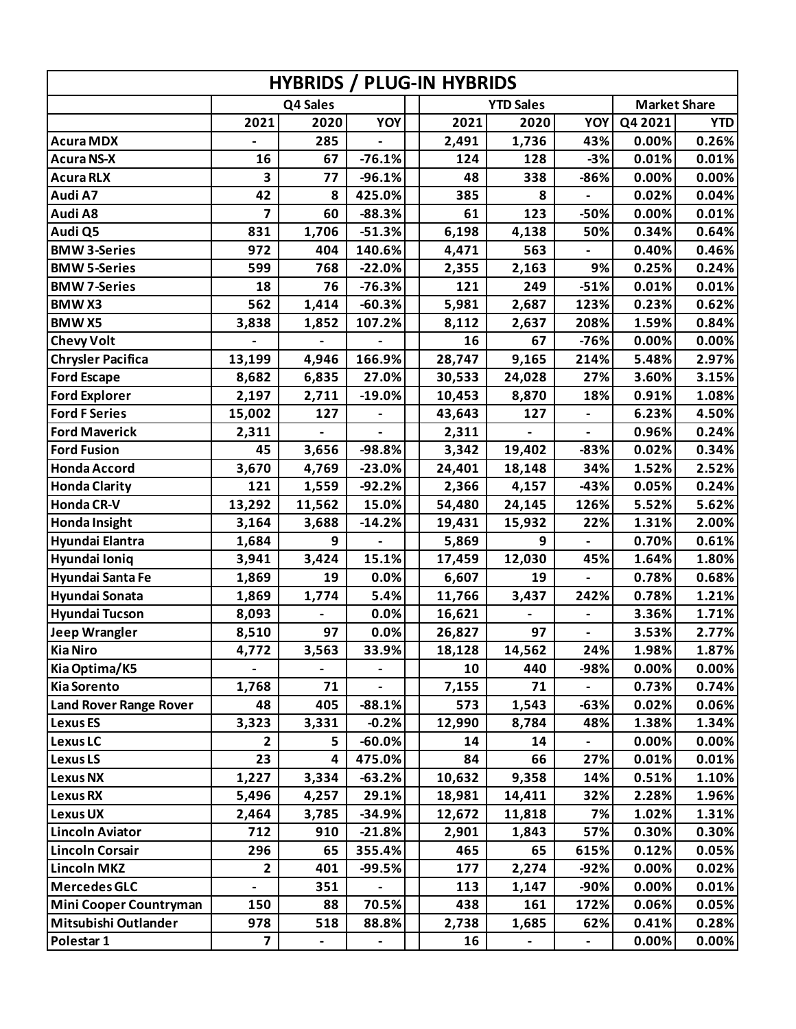| HYBRIDS / PLUG-IN HYBRIDS | | | | | | | | | |
|---|---|---|---|---|---|---|---|---|---|
| | Q4 Sales | | | | YTD Sales | | | Market Share | |
| | 2021 | 2020 | YOY | | 2021 | 2020 | YOY | Q4 2021 | YTD |
| Acura MDX | - | 285 | - | | 2,491 | 1,736 | 43% | 0.00% | 0.26% |
| Acura NS-X | 16 | 67 | -76.1% | | 124 | 128 | -3% | 0.01% | 0.01% |
| Acura RLX | 3 | 77 | -96.1% | | 48 | 338 | -86% | 0.00% | 0.00% |
| Audi A7 | 42 | 8 | 425.0% | | 385 | 8 | - | 0.02% | 0.04% |
| Audi A8 | 7 | 60 | -88.3% | | 61 | 123 | -50% | 0.00% | 0.01% |
| Audi Q5 | 831 | 1,706 | -51.3% | | 6,198 | 4,138 | 50% | 0.34% | 0.64% |
| BMW 3-Series | 972 | 404 | 140.6% | | 4,471 | 563 | - | 0.40% | 0.46% |
| BMW 5-Series | 599 | 768 | -22.0% | | 2,355 | 2,163 | 9% | 0.25% | 0.24% |
| BMW 7-Series | 18 | 76 | -76.3% | | 121 | 249 | -51% | 0.01% | 0.01% |
| BMW X3 | 562 | 1,414 | -60.3% | | 5,981 | 2,687 | 123% | 0.23% | 0.62% |
| BMW X5 | 3,838 | 1,852 | 107.2% | | 8,112 | 2,637 | 208% | 1.59% | 0.84% |
| Chevy Volt | - | - | - | | 16 | 67 | -76% | 0.00% | 0.00% |
| Chrysler Pacifica | 13,199 | 4,946 | 166.9% | | 28,747 | 9,165 | 214% | 5.48% | 2.97% |
| Ford Escape | 8,682 | 6,835 | 27.0% | | 30,533 | 24,028 | 27% | 3.60% | 3.15% |
| Ford Explorer | 2,197 | 2,711 | -19.0% | | 10,453 | 8,870 | 18% | 0.91% | 1.08% |
| Ford F Series | 15,002 | 127 | - | | 43,643 | 127 | - | 6.23% | 4.50% |
| Ford Maverick | 2,311 | - | - | | 2,311 | - | - | 0.96% | 0.24% |
| Ford Fusion | 45 | 3,656 | -98.8% | | 3,342 | 19,402 | -83% | 0.02% | 0.34% |
| Honda Accord | 3,670 | 4,769 | -23.0% | | 24,401 | 18,148 | 34% | 1.52% | 2.52% |
| Honda Clarity | 121 | 1,559 | -92.2% | | 2,366 | 4,157 | -43% | 0.05% | 0.24% |
| Honda CR-V | 13,292 | 11,562 | 15.0% | | 54,480 | 24,145 | 126% | 5.52% | 5.62% |
| Honda Insight | 3,164 | 3,688 | -14.2% | | 19,431 | 15,932 | 22% | 1.31% | 2.00% |
| Hyundai Elantra | 1,684 | 9 | - | | 5,869 | 9 | - | 0.70% | 0.61% |
| Hyundai Ioniq | 3,941 | 3,424 | 15.1% | | 17,459 | 12,030 | 45% | 1.64% | 1.80% |
| Hyundai Santa Fe | 1,869 | 19 | 0.0% | | 6,607 | 19 | - | 0.78% | 0.68% |
| Hyundai Sonata | 1,869 | 1,774 | 5.4% | | 11,766 | 3,437 | 242% | 0.78% | 1.21% |
| Hyundai Tucson | 8,093 | - | 0.0% | | 16,621 | - | - | 3.36% | 1.71% |
| Jeep Wrangler | 8,510 | 97 | 0.0% | | 26,827 | 97 | - | 3.53% | 2.77% |
| Kia Niro | 4,772 | 3,563 | 33.9% | | 18,128 | 14,562 | 24% | 1.98% | 1.87% |
| Kia Optima/K5 | - | - | - | | 10 | 440 | -98% | 0.00% | 0.00% |
| Kia Sorento | 1,768 | 71 | - | | 7,155 | 71 | - | 0.73% | 0.74% |
| Land Rover Range Rover | 48 | 405 | -88.1% | | 573 | 1,543 | -63% | 0.02% | 0.06% |
| Lexus ES | 3,323 | 3,331 | -0.2% | | 12,990 | 8,784 | 48% | 1.38% | 1.34% |
| Lexus LC | 2 | 5 | -60.0% | | 14 | 14 | - | 0.00% | 0.00% |
| Lexus LS | 23 | 4 | 475.0% | | 84 | 66 | 27% | 0.01% | 0.01% |
| Lexus NX | 1,227 | 3,334 | -63.2% | | 10,632 | 9,358 | 14% | 0.51% | 1.10% |
| Lexus RX | 5,496 | 4,257 | 29.1% | | 18,981 | 14,411 | 32% | 2.28% | 1.96% |
| Lexus UX | 2,464 | 3,785 | -34.9% | | 12,672 | 11,818 | 7% | 1.02% | 1.31% |
| Lincoln Aviator | 712 | 910 | -21.8% | | 2,901 | 1,843 | 57% | 0.30% | 0.30% |
| Lincoln Corsair | 296 | 65 | 355.4% | | 465 | 65 | 615% | 0.12% | 0.05% |
| Lincoln MKZ | 2 | 401 | -99.5% | | 177 | 2,274 | -92% | 0.00% | 0.02% |
| Mercedes GLC | - | 351 | - | | 113 | 1,147 | -90% | 0.00% | 0.01% |
| Mini Cooper Countryman | 150 | 88 | 70.5% | | 438 | 161 | 172% | 0.06% | 0.05% |
| Mitsubishi Outlander | 978 | 518 | 88.8% | | 2,738 | 1,685 | 62% | 0.41% | 0.28% |
| Polestar 1 | 7 | - | - | | 16 | - | - | 0.00% | 0.00% |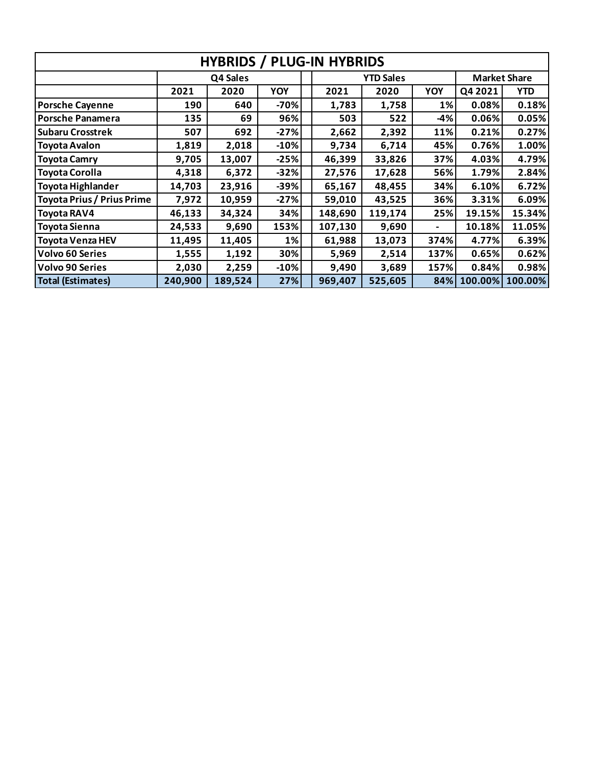| HYBRIDS / PLUG-IN HYBRIDS | | | | | | | | | |
|---|---|---|---|---|---|---|---|---|---|
| | Q4 Sales | | | | YTD Sales | | | Market Share | |
| | 2021 | 2020 | YOY | | 2021 | 2020 | YOY | Q4 2021 | YTD |
| Porsche Cayenne | 190 | 640 | -70% | | 1,783 | 1,758 | 1% | 0.08% | 0.18% |
| Porsche Panamera | 135 | 69 | 96% | | 503 | 522 | -4% | 0.06% | 0.05% |
| Subaru Crosstrek | 507 | 692 | -27% | | 2,662 | 2,392 | 11% | 0.21% | 0.27% |
| Toyota Avalon | 1,819 | 2,018 | -10% | | 9,734 | 6,714 | 45% | 0.76% | 1.00% |
| Toyota Camry | 9,705 | 13,007 | -25% | | 46,399 | 33,826 | 37% | 4.03% | 4.79% |
| Toyota Corolla | 4,318 | 6,372 | -32% | | 27,576 | 17,628 | 56% | 1.79% | 2.84% |
| Toyota Highlander | 14,703 | 23,916 | -39% | | 65,167 | 48,455 | 34% | 6.10% | 6.72% |
| Toyota Prius / Prius Prime | 7,972 | 10,959 | -27% | | 59,010 | 43,525 | 36% | 3.31% | 6.09% |
| Toyota RAV4 | 46,133 | 34,324 | 34% | | 148,690 | 119,174 | 25% | 19.15% | 15.34% |
| Toyota Sienna | 24,533 | 9,690 | 153% | | 107,130 | 9,690 | - | 10.18% | 11.05% |
| Toyota Venza HEV | 11,495 | 11,405 | 1% | | 61,988 | 13,073 | 374% | 4.77% | 6.39% |
| Volvo 60 Series | 1,555 | 1,192 | 30% | | 5,969 | 2,514 | 137% | 0.65% | 0.62% |
| Volvo 90 Series | 2,030 | 2,259 | -10% | | 9,490 | 3,689 | 157% | 0.84% | 0.98% |
| Total (Estimates) | 240,900 | 189,524 | 27% | | 969,407 | 525,605 | 84% | 100.00% | 100.00% |